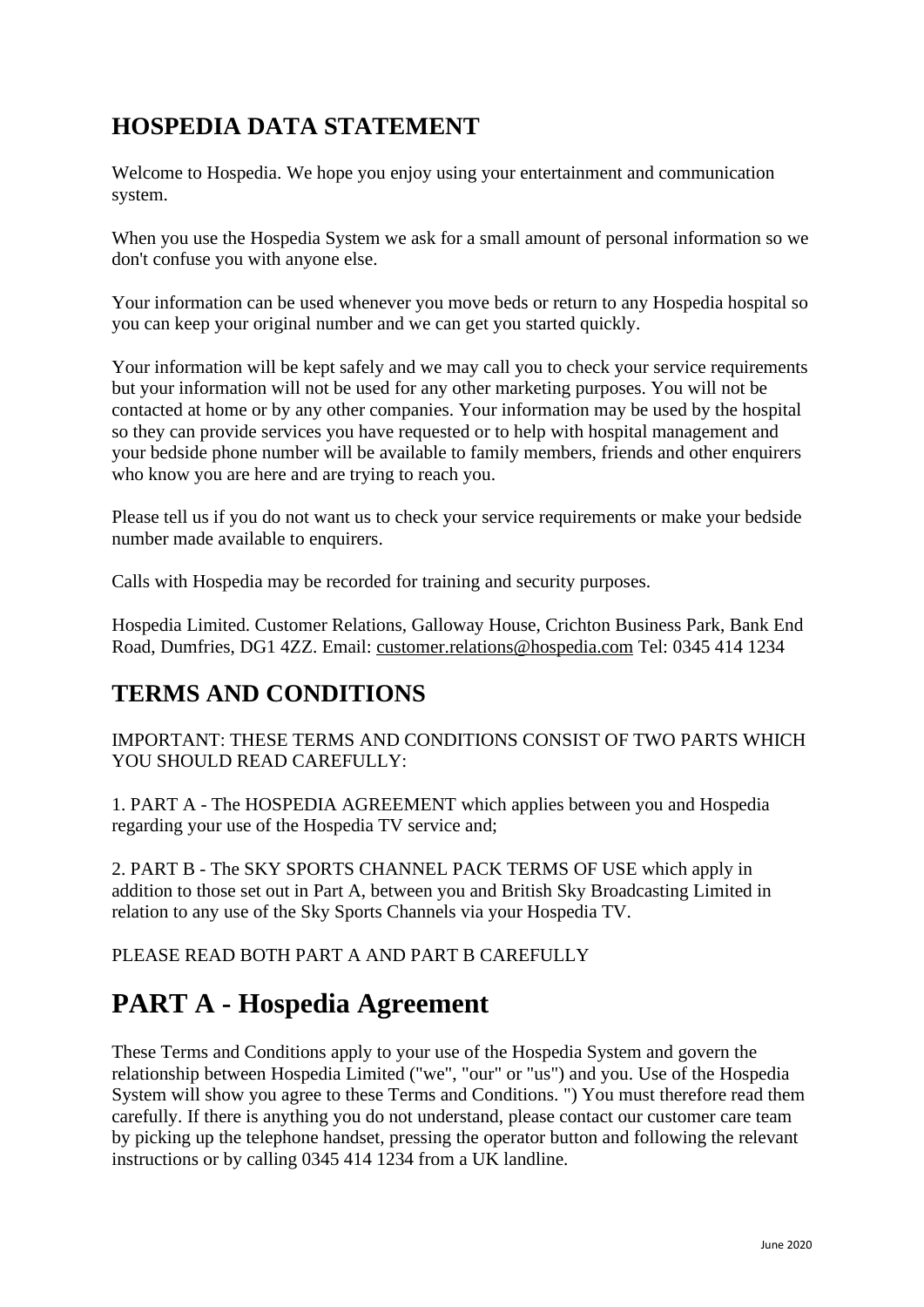## HOSPEDIA DATA STATEMENT

Welcome to Hospedia. We hope you enjoy using your entertainment and communication system.

When you use the Hospedia System we ask for a small amount of personal information so we don't confuse you with anyone else.

Your information can be used whenever you move beds or return to any Hospedia hospital so you can keep your original number and we can get you started quickly.

Your information will be kept safely and we may call you to check your service requirements but your information will not be used for any other marketing purposes. You will not be contacted at home or by any other companies. Your information may be used by the hospital so they can provide services you have requested or to help with hospital management and your bedside phone number will be available to family members, friends and other enquirers who know you are here and are trying to reach you.

Please tell us if you do not want us to check your service requirements or make your bedside number made available to enquirers.

Calls with Hospedia may be recorded for training and security purposes.

Hospedia Limited. Customer Relations, Galloway House, Crichton Business Park, Bank End Road, Dumfries, DG1 4ZZ. Email: customer.relations@hospedia.com Tel: 0345 414 1234

## TERMS AND CONDITIONS

IMPORTANT: THESE TERMS AND CONDITIONS CONSIST OF TWO PARTS WHICH YOU SHOULD READ CAREFULLY:

1. PART A - The HOSPEDIA AGREEMENT which applies between you and Hospedia regarding your use of the Hospedia TV service and;

2. PART B - The SKY SPORTS CHANNEL PACK TERMS OF USE which apply in addition to those set out in Part A, between you and British Sky Broadcasting Limited in relation to any use of the Sky Sports Channels via your Hospedia TV.

PLEASE READ BOTH PART A AND PART B CAREFULLY

# PART A - Hospedia Agreement

These Terms and Conditions apply to your use of the Hospedia System and govern the relationship between Hospedia Limited ("we", "our" or "us") and you. Use of the Hospedia System will show you agree to these Terms and Conditions. ") You must therefore read them carefully. If there is anything you do not understand, please contact our customer care team by picking up the telephone handset, pressing the operator button and following the relevant instructions or by calling 0345 414 1234 from a UK landline.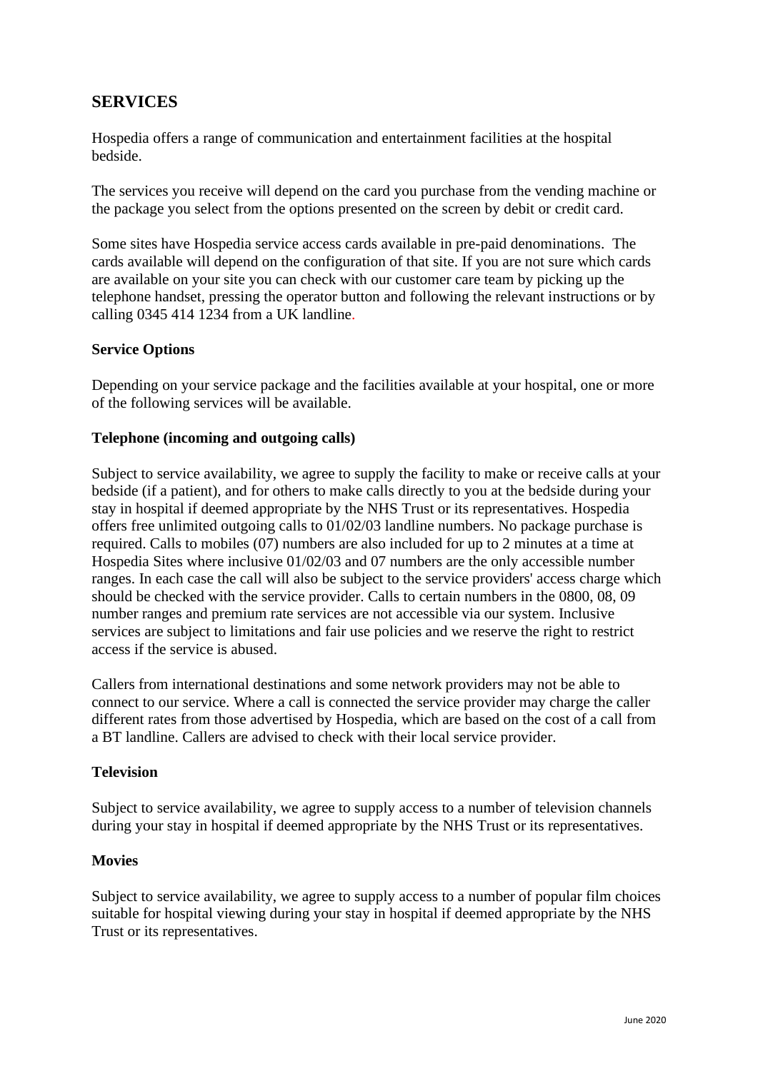## SERVICES

Hospedia offers a range of communication and entertainment facilities at the hospital bedside.

The services you receive will depend on the card you purchase from the vending machine or the package you select from the options presented on the screen by debit or credit card.

Some sites have Hospedia service access cards available in pre-paid denominations. The cards available will depend on the configuration of that site. If you are not sure which cards are available on your site you can check with our customer care team by picking up the telephone handset, pressing the operator button and following the relevant instructions or by calling 0345 414 1234 from a UK landline.

**Service Options**

Depending on your service package and the facilities available at your hospital, one or more of the following services will be available.

**Telephone (incoming and outgoing calls)**

Subject to service availability, we agree to supply the facility to make or receive calls at your bedside (if a patient), and for others to make calls directly to you at the bedside during your stay in hospital if deemed appropriate by the NHS Trust or its representatives. Hospedia offers free unlimited outgoing calls to 01/02/03 landline numbers. No package purchase is required. Calls to mobiles (07) numbers are also included for up to 2 minutes at a time at Hospedia Sites where inclusive 01/02/03 and 07 numbers are the only accessible number ranges. In each case the call will also be subject to the service providers' access charge which should be checked with the service provider. Calls to certain numbers in the 0800, 08, 09 number ranges and premium rate services are not accessible via our system. Inclusive services are subject to limitations and fair use policies and we reserve the right to restrict access if the service is abused.

Callers from international destinations and some network providers may not be able to connect to our service. Where a call is connected the service provider may charge the caller different rates from those advertised by Hospedia, which are based on the cost of a call from a BT landline. Callers are advised to check with their local service provider.

**Television**

Subject to service availability, we agree to supply access to a number of television channels during your stay in hospital if deemed appropriate by the NHS Trust or its representatives.

**Movies**

Subject to service availability, we agree to supply access to a number of popular film choices suitable for hospital viewing during your stay in hospital if deemed appropriate by the NHS Trust or its representatives.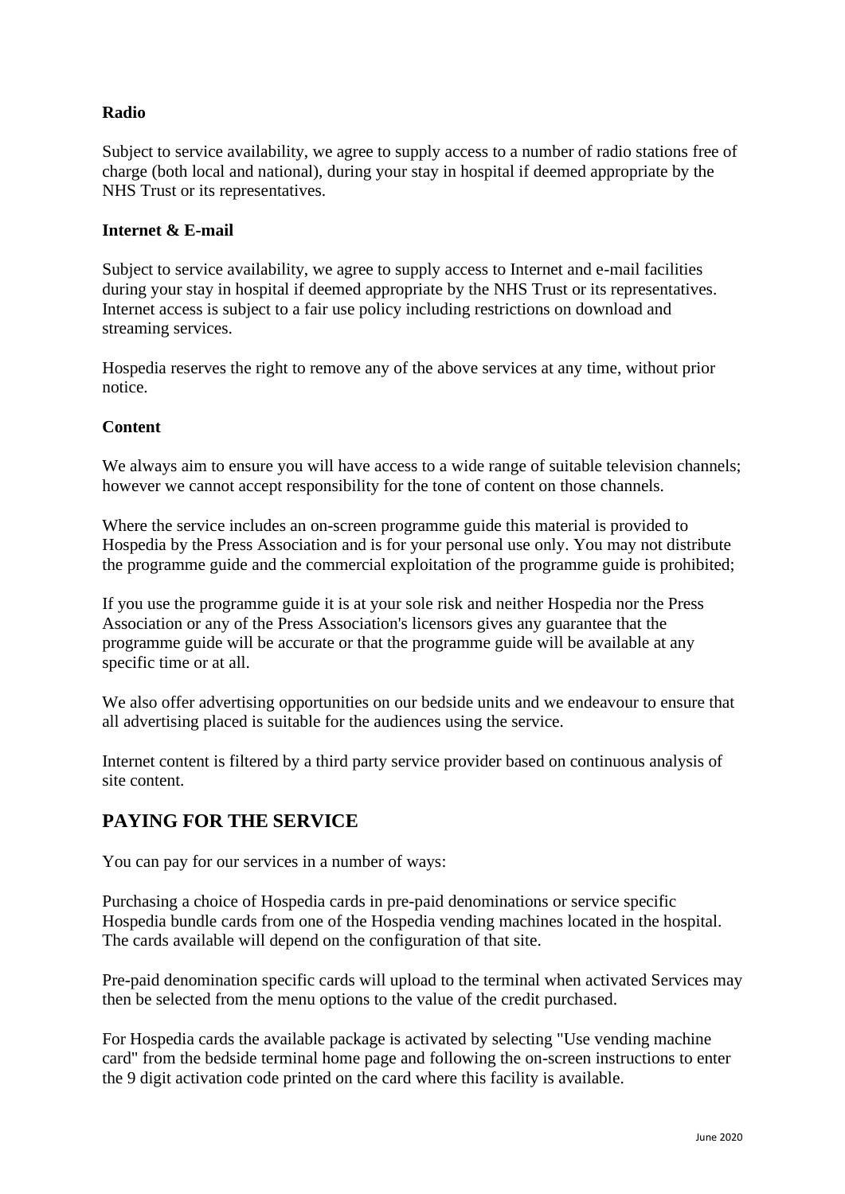**Radio**

Subject to service availability, we agree to supply access to a number of radio stations free of charge (both local and national), during your stay in hospital if deemed appropriate by the NHS Trust or its representatives.

**Internet & E-mail**

Subject to service availability, we agree to supply access to Internet and e-mail facilities during your stay in hospital if deemed appropriate by the NHS Trust or its representatives. Internet access is subject to a fair use policy including restrictions on download and streaming services.

Hospedia reserves the right to remove any of the above services at any time, without prior notice.

**Content**

We always aim to ensure you will have access to a wide range of suitable television channels; however we cannot accept responsibility for the tone of content on those channels.

Where the service includes an on-screen programme guide this material is provided to Hospedia by the Press Association and is for your personal use only. You may not distribute the programme guide and the commercial exploitation of the programme guide is prohibited;

If you use the programme guide it is at your sole risk and neither Hospedia nor the Press Association or any of the Press Association's licensors gives any guarantee that the programme guide will be accurate or that the programme guide will be available at any specific time or at all.

We also offer advertising opportunities on our bedside units and we endeavour to ensure that all advertising placed is suitable for the audiences using the service.

Internet content is filtered by a third party service provider based on continuous analysis of site content.

## PAYING FOR THE SERVICE

You can pay for our services in a number of ways:

Purchasing a choice of Hospedia cards in pre-paid denominations or service specific Hospedia bundle cards from one of the Hospedia vending machines located in the hospital. The cards available will depend on the configuration of that site.

Pre-paid denomination specific cards will upload to the terminal when activated Services may then be selected from the menu options to the value of the credit purchased.

For Hospedia cards the available package is activated by selecting "Use vending machine card" from the bedside terminal home page and following the on-screen instructions to enter the 9 digit activation code printed on the card where this facility is available.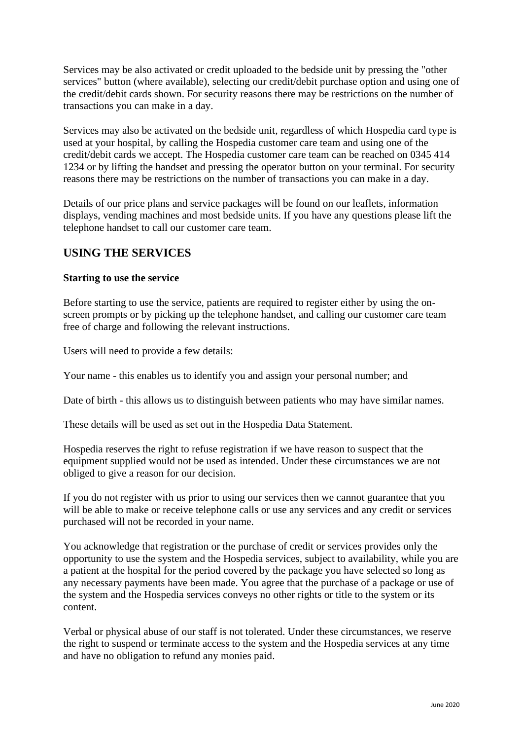Services may be also activated or credit uploaded to the bedside unit by pressing the "other services" button (where available), selecting our credit/debit purchase option and using one of the credit/debit cards shown. For security reasons there may be restrictions on the number of transactions you can make in a day.

Services may also be activated on the bedside unit, regardless of which Hospedia card type is used at your hospital, by calling the Hospedia customer care team and using one of the credit/debit cards we accept. The Hospedia customer care team can be reached on 0345 414 1234 or by lifting the handset and pressing the operator button on your terminal. For security reasons there may be restrictions on the number of transactions you can make in a day.

Details of our price plans and service packages will be found on our leaflets, information displays, vending machines and most bedside units. If you have any questions please lift the telephone handset to call our customer care team.

## USING THE SERVICES

**Starting to use the service**

Before starting to use the service, patients are required to register either by using the on-screen prompts or by picking up the telephone handset, and calling our customer care team free of charge and following the relevant instructions.

Users will need to provide a few details:

Your name - this enables us to identify you and assign your personal number; and

Date of birth - this allows us to distinguish between patients who may have similar names.

These details will be used as set out in the Hospedia Data Statement.

Hospedia reserves the right to refuse registration if we have reason to suspect that the equipment supplied would not be used as intended. Under these circumstances we are not obliged to give a reason for our decision.

If you do not register with us prior to using our services then we cannot guarantee that you will be able to make or receive telephone calls or use any services and any credit or services purchased will not be recorded in your name.

You acknowledge that registration or the purchase of credit or services provides only the opportunity to use the system and the Hospedia services, subject to availability, while you are a patient at the hospital for the period covered by the package you have selected so long as any necessary payments have been made. You agree that the purchase of a package or use of the system and the Hospedia services conveys no other rights or title to the system or its content.

Verbal or physical abuse of our staff is not tolerated. Under these circumstances, we reserve the right to suspend or terminate access to the system and the Hospedia services at any time and have no obligation to refund any monies paid.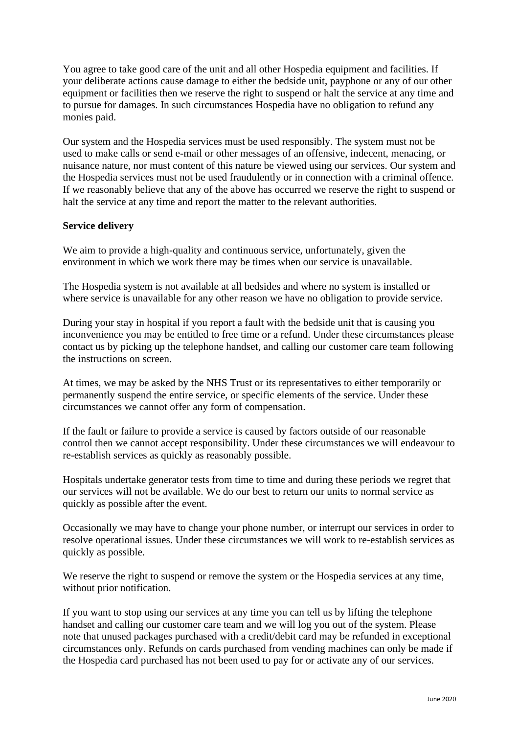You agree to take good care of the unit and all other Hospedia equipment and facilities. If your deliberate actions cause damage to either the bedside unit, payphone or any of our other equipment or facilities then we reserve the right to suspend or halt the service at any time and to pursue for damages. In such circumstances Hospedia have no obligation to refund any monies paid.

Our system and the Hospedia services must be used responsibly. The system must not be used to make calls or send e-mail or other messages of an offensive, indecent, menacing, or nuisance nature, nor must content of this nature be viewed using our services. Our system and the Hospedia services must not be used fraudulently or in connection with a criminal offence. If we reasonably believe that any of the above has occurred we reserve the right to suspend or halt the service at any time and report the matter to the relevant authorities.

**Service delivery**

We aim to provide a high-quality and continuous service, unfortunately, given the environment in which we work there may be times when our service is unavailable.

The Hospedia system is not available at all bedsides and where no system is installed or where service is unavailable for any other reason we have no obligation to provide service.

During your stay in hospital if you report a fault with the bedside unit that is causing you inconvenience you may be entitled to free time or a refund. Under these circumstances please contact us by picking up the telephone handset, and calling our customer care team following the instructions on screen.

At times, we may be asked by the NHS Trust or its representatives to either temporarily or permanently suspend the entire service, or specific elements of the service. Under these circumstances we cannot offer any form of compensation.

If the fault or failure to provide a service is caused by factors outside of our reasonable control then we cannot accept responsibility. Under these circumstances we will endeavour to re-establish services as quickly as reasonably possible.

Hospitals undertake generator tests from time to time and during these periods we regret that our services will not be available. We do our best to return our units to normal service as quickly as possible after the event.

Occasionally we may have to change your phone number, or interrupt our services in order to resolve operational issues. Under these circumstances we will work to re-establish services as quickly as possible.

We reserve the right to suspend or remove the system or the Hospedia services at any time, without prior notification.

If you want to stop using our services at any time you can tell us by lifting the telephone handset and calling our customer care team and we will log you out of the system. Please note that unused packages purchased with a credit/debit card may be refunded in exceptional circumstances only. Refunds on cards purchased from vending machines can only be made if the Hospedia card purchased has not been used to pay for or activate any of our services.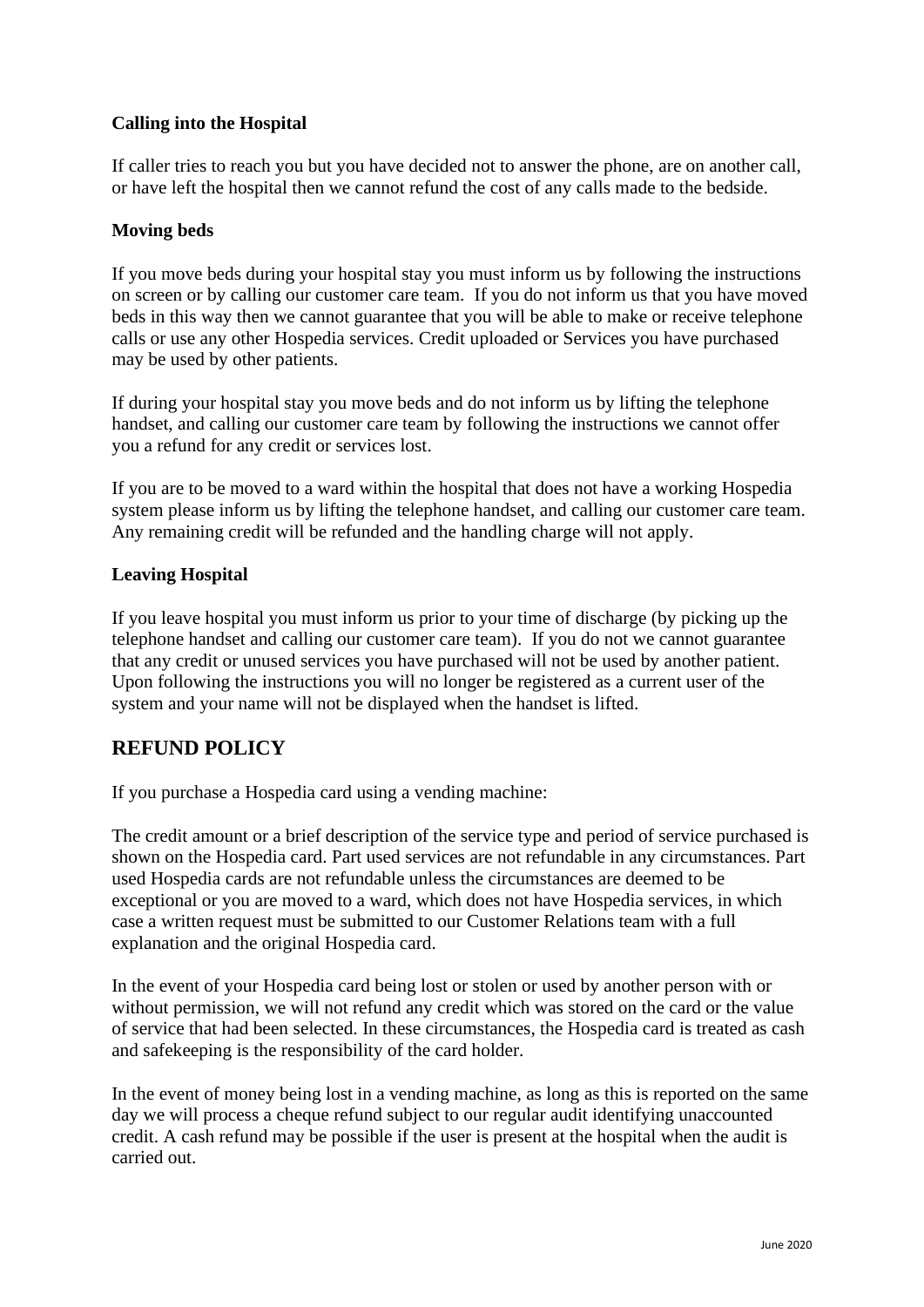**Calling into the Hospital**

If caller tries to reach you but you have decided not to answer the phone, are on another call, or have left the hospital then we cannot refund the cost of any calls made to the bedside.

**Moving beds**

If you move beds during your hospital stay you must inform us by following the instructions on screen or by calling our customer care team. If you do not inform us that you have moved beds in this way then we cannot guarantee that you will be able to make or receive telephone calls or use any other Hospedia services. Credit uploaded or Services you have purchased may be used by other patients.

If during your hospital stay you move beds and do not inform us by lifting the telephone handset, and calling our customer care team by following the instructions we cannot offer you a refund for any credit or services lost.

If you are to be moved to a ward within the hospital that does not have a working Hospedia system please inform us by lifting the telephone handset, and calling our customer care team. Any remaining credit will be refunded and the handling charge will not apply.

**Leaving Hospital**

If you leave hospital you must inform us prior to your time of discharge (by picking up the telephone handset and calling our customer care team). If you do not we cannot guarantee that any credit or unused services you have purchased will not be used by another patient. Upon following the instructions you will no longer be registered as a current user of the system and your name will not be displayed when the handset is lifted.

## REFUND POLICY

If you purchase a Hospedia card using a vending machine:

The credit amount or a brief description of the service type and period of service purchased is shown on the Hospedia card. Part used services are not refundable in any circumstances. Part used Hospedia cards are not refundable unless the circumstances are deemed to be exceptional or you are moved to a ward, which does not have Hospedia services, in which case a written request must be submitted to our Customer Relations team with a full explanation and the original Hospedia card.

In the event of your Hospedia card being lost or stolen or used by another person with or without permission, we will not refund any credit which was stored on the card or the value of service that had been selected. In these circumstances, the Hospedia card is treated as cash and safekeeping is the responsibility of the card holder.

In the event of money being lost in a vending machine, as long as this is reported on the same day we will process a cheque refund subject to our regular audit identifying unaccounted credit. A cash refund may be possible if the user is present at the hospital when the audit is carried out.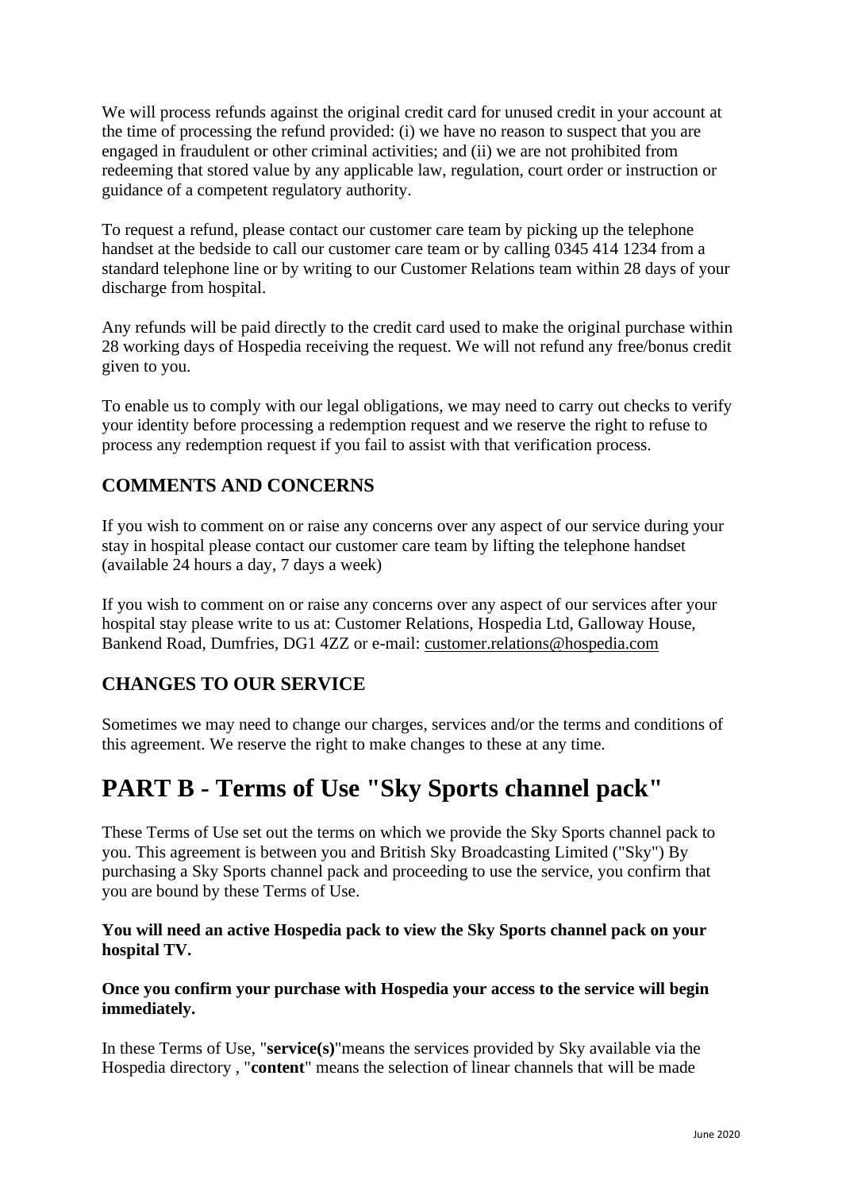We will process refunds against the original credit card for unused credit in your account at the time of processing the refund provided: (i) we have no reason to suspect that you are engaged in fraudulent or other criminal activities; and (ii) we are not prohibited from redeeming that stored value by any applicable law, regulation, court order or instruction or guidance of a competent regulatory authority.

To request a refund, please contact our customer care team by picking up the telephone handset at the bedside to call our customer care team or by calling 0345 414 1234 from a standard telephone line or by writing to our Customer Relations team within 28 days of your discharge from hospital.

Any refunds will be paid directly to the credit card used to make the original purchase within 28 working days of Hospedia receiving the request. We will not refund any free/bonus credit given to you.

To enable us to comply with our legal obligations, we may need to carry out checks to verify your identity before processing a redemption request and we reserve the right to refuse to process any redemption request if you fail to assist with that verification process.

## COMMENTS AND CONCERNS

If you wish to comment on or raise any concerns over any aspect of our service during your stay in hospital please contact our customer care team by lifting the telephone handset (available 24 hours a day, 7 days a week)

If you wish to comment on or raise any concerns over any aspect of our services after your hospital stay please write to us at: Customer Relations, Hospedia Ltd, Galloway House, Bankend Road, Dumfries, DG1 4ZZ or e-mail: customer.relations@hospedia.com

## CHANGES TO OUR SERVICE

Sometimes we may need to change our charges, services and/or the terms and conditions of this agreement. We reserve the right to make changes to these at any time.

# PART B - Terms of Use "Sky Sports channel pack"

These Terms of Use set out the terms on which we provide the Sky Sports channel pack to you. This agreement is between you and British Sky Broadcasting Limited ("Sky") By purchasing a Sky Sports channel pack and proceeding to use the service, you confirm that you are bound by these Terms of Use.

**You will need an active Hospedia pack to view the Sky Sports channel pack on your hospital TV.**

**Once you confirm your purchase with Hospedia your access to the service will begin immediately.**

In these Terms of Use, "**service(s)**"means the services provided by Sky available via the Hospedia directory , "**content**" means the selection of linear channels that will be made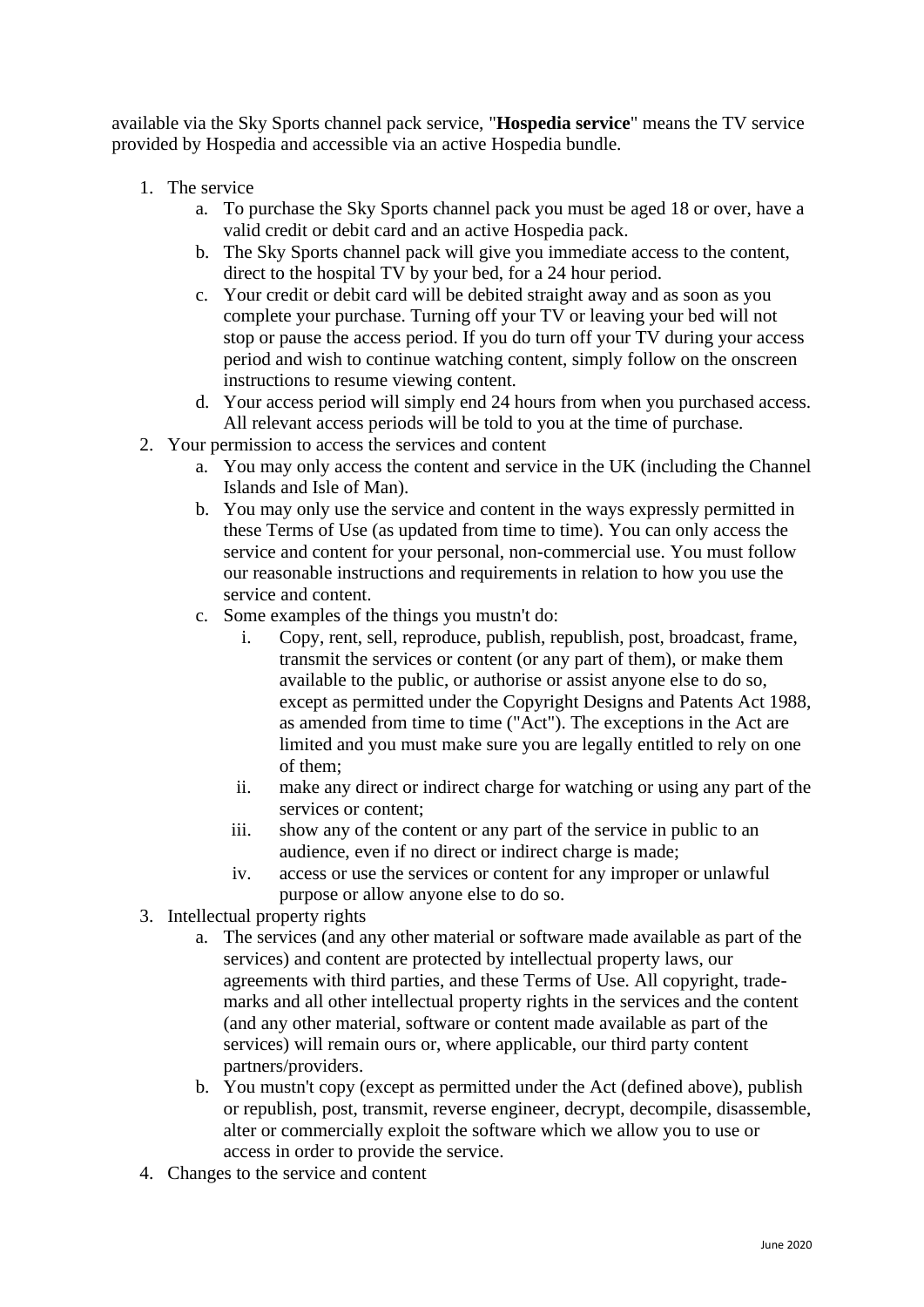available via the Sky Sports channel pack service, "**Hospedia service**" means the TV service provided by Hospedia and accessible via an active Hospedia bundle.

1. The service
   a. To purchase the Sky Sports channel pack you must be aged 18 or over, have a valid credit or debit card and an active Hospedia pack.
   b. The Sky Sports channel pack will give you immediate access to the content, direct to the hospital TV by your bed, for a 24 hour period.
   c. Your credit or debit card will be debited straight away and as soon as you complete your purchase. Turning off your TV or leaving your bed will not stop or pause the access period. If you do turn off your TV during your access period and wish to continue watching content, simply follow on the onscreen instructions to resume viewing content.
   d. Your access period will simply end 24 hours from when you purchased access. All relevant access periods will be told to you at the time of purchase.
2. Your permission to access the services and content
   a. You may only access the content and service in the UK (including the Channel Islands and Isle of Man).
   b. You may only use the service and content in the ways expressly permitted in these Terms of Use (as updated from time to time). You can only access the service and content for your personal, non-commercial use. You must follow our reasonable instructions and requirements in relation to how you use the service and content.
   c. Some examples of the things you mustn't do:
      i. Copy, rent, sell, reproduce, publish, republish, post, broadcast, frame, transmit the services or content (or any part of them), or make them available to the public, or authorise or assist anyone else to do so, except as permitted under the Copyright Designs and Patents Act 1988, as amended from time to time ("Act"). The exceptions in the Act are limited and you must make sure you are legally entitled to rely on one of them;
      ii. make any direct or indirect charge for watching or using any part of the services or content;
      iii. show any of the content or any part of the service in public to an audience, even if no direct or indirect charge is made;
      iv. access or use the services or content for any improper or unlawful purpose or allow anyone else to do so.
3. Intellectual property rights
   a. The services (and any other material or software made available as part of the services) and content are protected by intellectual property laws, our agreements with third parties, and these Terms of Use. All copyright, trade-marks and all other intellectual property rights in the services and the content (and any other material, software or content made available as part of the services) will remain ours or, where applicable, our third party content partners/providers.
   b. You mustn't copy (except as permitted under the Act (defined above), publish or republish, post, transmit, reverse engineer, decrypt, decompile, disassemble, alter or commercially exploit the software which we allow you to use or access in order to provide the service.
4. Changes to the service and content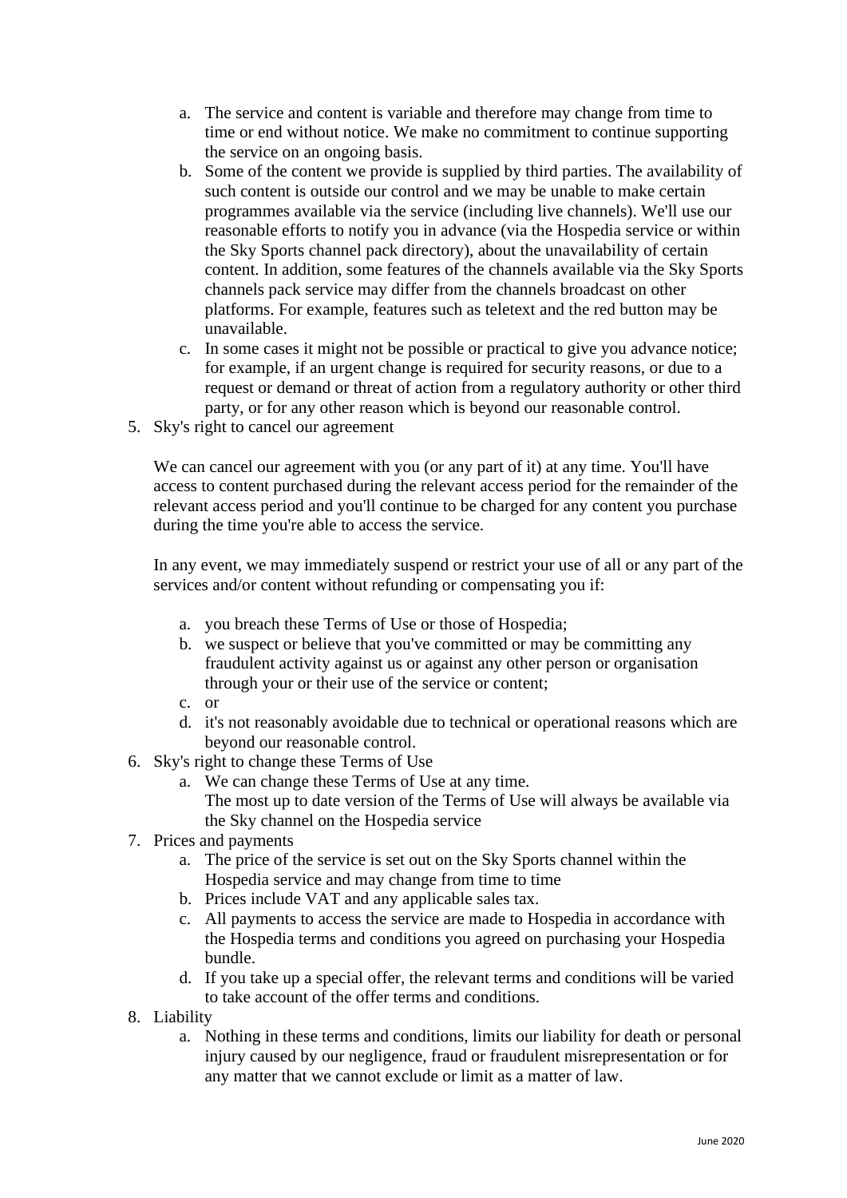a. The service and content is variable and therefore may change from time to time or end without notice. We make no commitment to continue supporting the service on an ongoing basis.
   b. Some of the content we provide is supplied by third parties. The availability of such content is outside our control and we may be unable to make certain programmes available via the service (including live channels). We'll use our reasonable efforts to notify you in advance (via the Hospedia service or within the Sky Sports channel pack directory), about the unavailability of certain content. In addition, some features of the channels available via the Sky Sports channels pack service may differ from the channels broadcast on other platforms. For example, features such as teletext and the red button may be unavailable.
   c. In some cases it might not be possible or practical to give you advance notice; for example, if an urgent change is required for security reasons, or due to a request or demand or threat of action from a regulatory authority or other third party, or for any other reason which is beyond our reasonable control.

5. Sky's right to cancel our agreement

   We can cancel our agreement with you (or any part of it) at any time. You'll have access to content purchased during the relevant access period for the remainder of the relevant access period and you'll continue to be charged for any content you purchase during the time you're able to access the service.

   In any event, we may immediately suspend or restrict your use of all or any part of the services and/or content without refunding or compensating you if:

   a. you breach these Terms of Use or those of Hospedia;
   b. we suspect or believe that you've committed or may be committing any fraudulent activity against us or against any other person or organisation through your or their use of the service or content;
   c. or
   d. it's not reasonably avoidable due to technical or operational reasons which are beyond our reasonable control.

6. Sky's right to change these Terms of Use
   a. We can change these Terms of Use at any time.
      The most up to date version of the Terms of Use will always be available via the Sky channel on the Hospedia service

7. Prices and payments
   a. The price of the service is set out on the Sky Sports channel within the Hospedia service and may change from time to time
   b. Prices include VAT and any applicable sales tax.
   c. All payments to access the service are made to Hospedia in accordance with the Hospedia terms and conditions you agreed on purchasing your Hospedia bundle.
   d. If you take up a special offer, the relevant terms and conditions will be varied to take account of the offer terms and conditions.

8. Liability
   a. Nothing in these terms and conditions, limits our liability for death or personal injury caused by our negligence, fraud or fraudulent misrepresentation or for any matter that we cannot exclude or limit as a matter of law.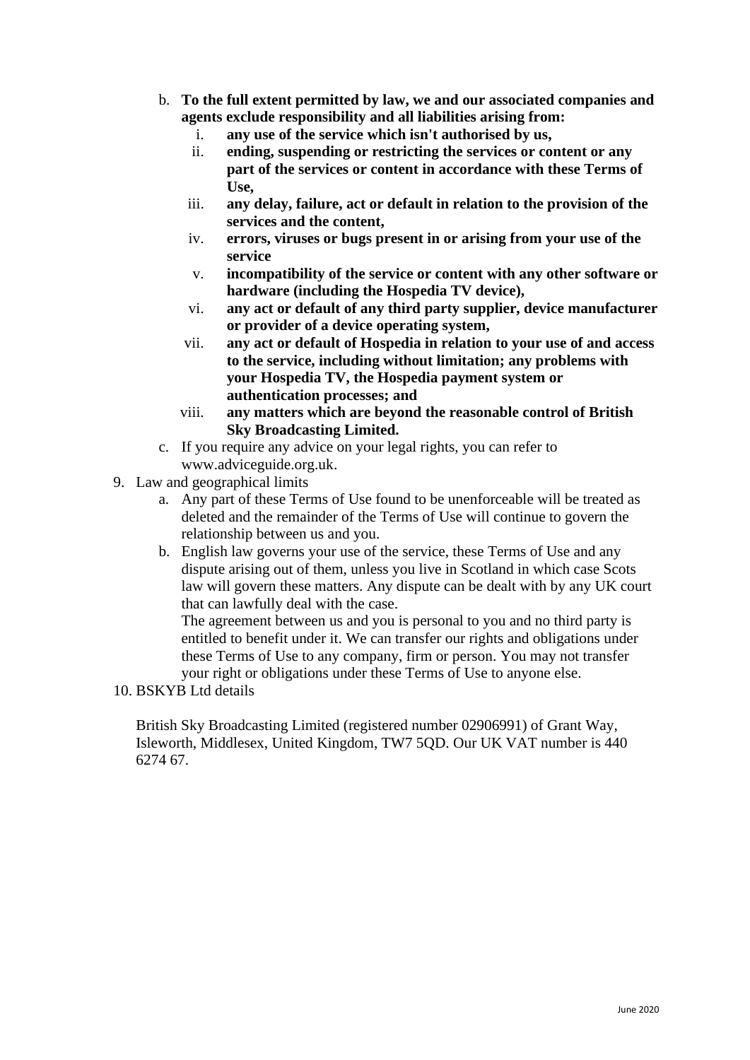b. **To the full extent permitted by law, we and our associated companies and agents exclude responsibility and all liabilities arising from:**
    i. **any use of the service which isn't authorised by us,**
    ii. **ending, suspending or restricting the services or content or any part of the services or content in accordance with these Terms of Use,**
    iii. **any delay, failure, act or default in relation to the provision of the services and the content,**
    iv. **errors, viruses or bugs present in or arising from your use of the service**
    v. **incompatibility of the service or content with any other software or hardware (including the Hospedia TV device),**
    vi. **any act or default of any third party supplier, device manufacturer or provider of a device operating system,**
    vii. **any act or default of Hospedia in relation to your use of and access to the service, including without limitation; any problems with your Hospedia TV, the Hospedia payment system or authentication processes; and**
    viii. **any matters which are beyond the reasonable control of British Sky Broadcasting Limited.**

c. If you require any advice on your legal rights, you can refer to www.adviceguide.org.uk.

9. Law and geographical limits
    a. Any part of these Terms of Use found to be unenforceable will be treated as deleted and the remainder of the Terms of Use will continue to govern the relationship between us and you.
    b. English law governs your use of the service, these Terms of Use and any dispute arising out of them, unless you live in Scotland in which case Scots law will govern these matters. Any dispute can be dealt with by any UK court that can lawfully deal with the case.
    The agreement between us and you is personal to you and no third party is entitled to benefit under it. We can transfer our rights and obligations under these Terms of Use to any company, firm or person. You may not transfer your right or obligations under these Terms of Use to anyone else.

10. BSKYB Ltd details

    British Sky Broadcasting Limited (registered number 02906991) of Grant Way, Isleworth, Middlesex, United Kingdom, TW7 5QD. Our UK VAT number is 440 6274 67.

June 2020